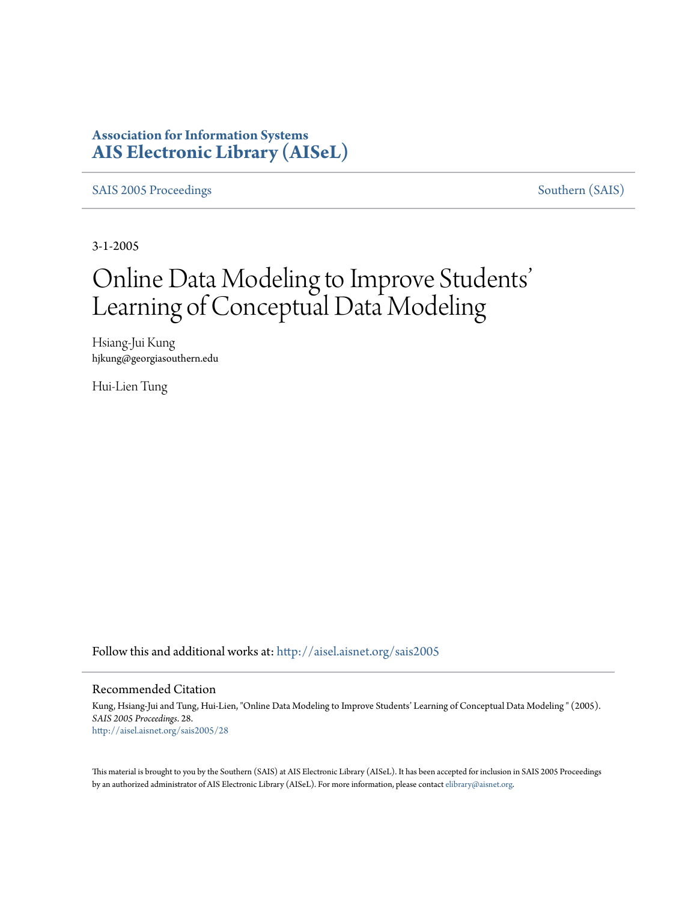**Association for Information Systems**
**AIS Electronic Library (AISeL)**

SAIS 2005 Proceedings | Southern (SAIS)

3-1-2005

# Online Data Modeling to Improve Students' Learning of Conceptual Data Modeling

Hsiang-Jui Kung
hjkung@georgiasouthern.edu

Hui-Lien Tung

Follow this and additional works at: http://aisel.aisnet.org/sais2005

## Recommended Citation

Kung, Hsiang-Jui and Tung, Hui-Lien, "Online Data Modeling to Improve Students' Learning of Conceptual Data Modeling " (2005). *SAIS 2005 Proceedings*. 28.
http://aisel.aisnet.org/sais2005/28

This material is brought to you by the Southern (SAIS) at AIS Electronic Library (AISeL). It has been accepted for inclusion in SAIS 2005 Proceedings by an authorized administrator of AIS Electronic Library (AISeL). For more information, please contact elibrary@aisnet.org.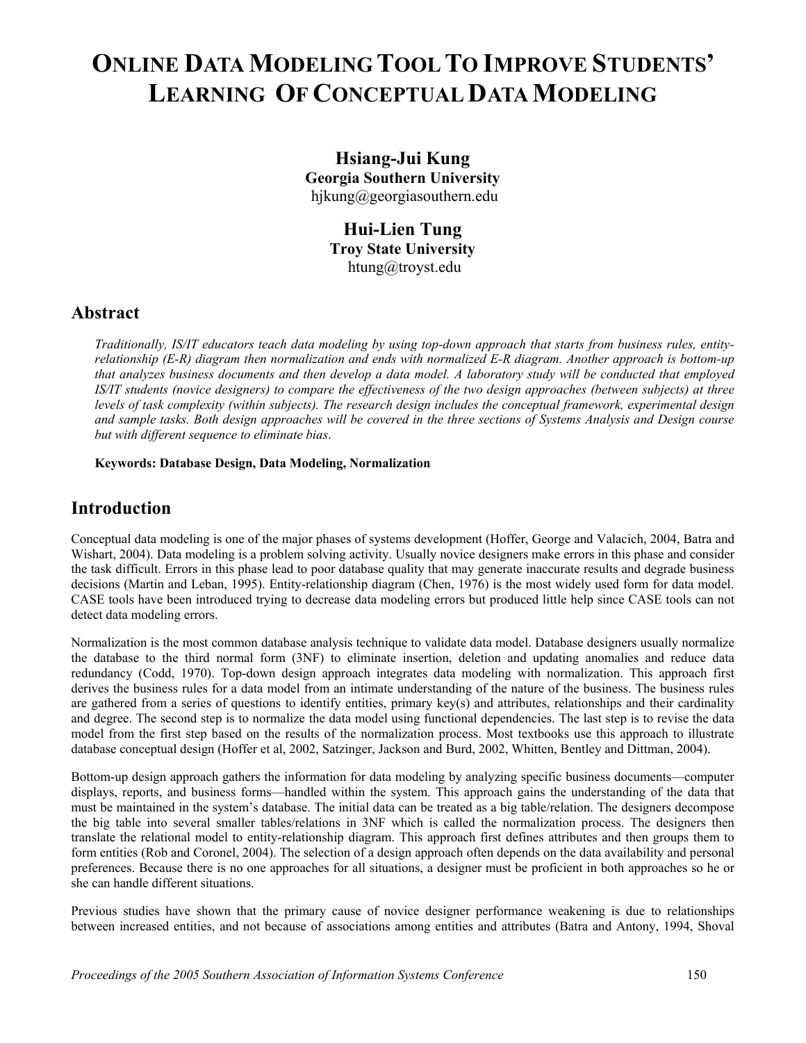# ONLINE DATA MODELING TOOL TO IMPROVE STUDENTS' LEARNING OF CONCEPTUAL DATA MODELING

**Hsiang-Jui Kung**
**Georgia Southern University**
hjkung@georgiasouthern.edu

**Hui-Lien Tung**
**Troy State University**
htung@troyst.edu

## Abstract

*Traditionally, IS/IT educators teach data modeling by using top-down approach that starts from business rules, entity-relationship (E-R) diagram then normalization and ends with normalized E-R diagram. Another approach is bottom-up that analyzes business documents and then develop a data model. A laboratory study will be conducted that employed IS/IT students (novice designers) to compare the effectiveness of the two design approaches (between subjects) at three levels of task complexity (within subjects). The research design includes the conceptual framework, experimental design and sample tasks. Both design approaches will be covered in the three sections of Systems Analysis and Design course but with different sequence to eliminate bias.*

**Keywords: Database Design, Data Modeling, Normalization**

## Introduction

Conceptual data modeling is one of the major phases of systems development (Hoffer, George and Valacich, 2004, Batra and Wishart, 2004). Data modeling is a problem solving activity. Usually novice designers make errors in this phase and consider the task difficult. Errors in this phase lead to poor database quality that may generate inaccurate results and degrade business decisions (Martin and Leban, 1995). Entity-relationship diagram (Chen, 1976) is the most widely used form for data model. CASE tools have been introduced trying to decrease data modeling errors but produced little help since CASE tools can not detect data modeling errors.

Normalization is the most common database analysis technique to validate data model. Database designers usually normalize the database to the third normal form (3NF) to eliminate insertion, deletion and updating anomalies and reduce data redundancy (Codd, 1970). Top-down design approach integrates data modeling with normalization. This approach first derives the business rules for a data model from an intimate understanding of the nature of the business. The business rules are gathered from a series of questions to identify entities, primary key(s) and attributes, relationships and their cardinality and degree. The second step is to normalize the data model using functional dependencies. The last step is to revise the data model from the first step based on the results of the normalization process. Most textbooks use this approach to illustrate database conceptual design (Hoffer et al, 2002, Satzinger, Jackson and Burd, 2002, Whitten, Bentley and Dittman, 2004).

Bottom-up design approach gathers the information for data modeling by analyzing specific business documents—computer displays, reports, and business forms—handled within the system. This approach gains the understanding of the data that must be maintained in the system's database. The initial data can be treated as a big table/relation. The designers decompose the big table into several smaller tables/relations in 3NF which is called the normalization process. The designers then translate the relational model to entity-relationship diagram. This approach first defines attributes and then groups them to form entities (Rob and Coronel, 2004). The selection of a design approach often depends on the data availability and personal preferences. Because there is no one approaches for all situations, a designer must be proficient in both approaches so he or she can handle different situations.

Previous studies have shown that the primary cause of novice designer performance weakening is due to relationships between increased entities, and not because of associations among entities and attributes (Batra and Antony, 1994, Shoval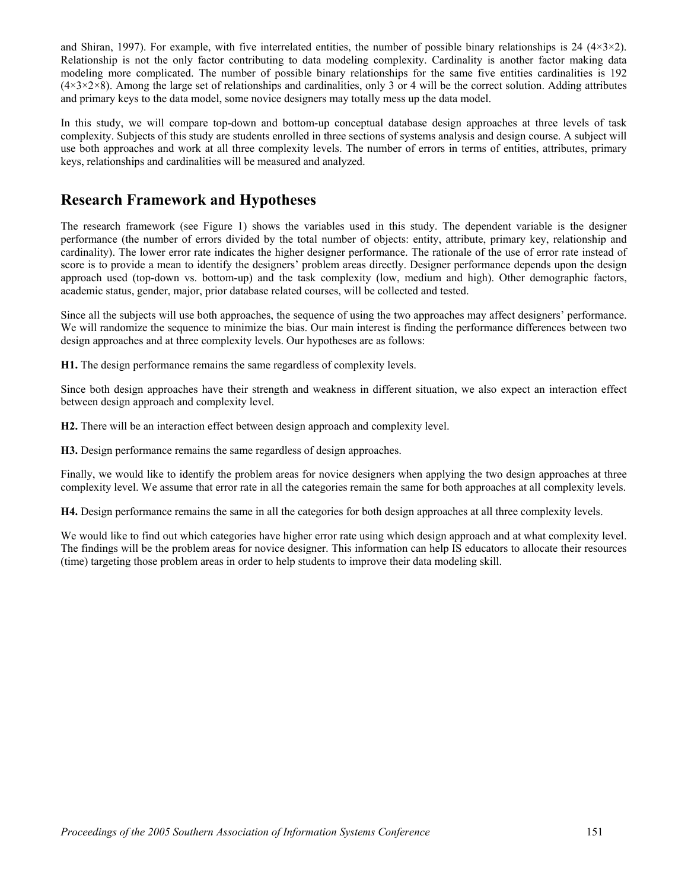and Shiran, 1997). For example, with five interrelated entities, the number of possible binary relationships is 24 (4×3×2). Relationship is not the only factor contributing to data modeling complexity. Cardinality is another factor making data modeling more complicated. The number of possible binary relationships for the same five entities cardinalities is 192 (4×3×2×8). Among the large set of relationships and cardinalities, only 3 or 4 will be the correct solution. Adding attributes and primary keys to the data model, some novice designers may totally mess up the data model.

In this study, we will compare top-down and bottom-up conceptual database design approaches at three levels of task complexity. Subjects of this study are students enrolled in three sections of systems analysis and design course. A subject will use both approaches and work at all three complexity levels. The number of errors in terms of entities, attributes, primary keys, relationships and cardinalities will be measured and analyzed.

## Research Framework and Hypotheses

The research framework (see Figure 1) shows the variables used in this study. The dependent variable is the designer performance (the number of errors divided by the total number of objects: entity, attribute, primary key, relationship and cardinality). The lower error rate indicates the higher designer performance. The rationale of the use of error rate instead of score is to provide a mean to identify the designers' problem areas directly. Designer performance depends upon the design approach used (top-down vs. bottom-up) and the task complexity (low, medium and high). Other demographic factors, academic status, gender, major, prior database related courses, will be collected and tested.

Since all the subjects will use both approaches, the sequence of using the two approaches may affect designers' performance. We will randomize the sequence to minimize the bias. Our main interest is finding the performance differences between two design approaches and at three complexity levels. Our hypotheses are as follows:

**H1.** The design performance remains the same regardless of complexity levels.

Since both design approaches have their strength and weakness in different situation, we also expect an interaction effect between design approach and complexity level.

**H2.** There will be an interaction effect between design approach and complexity level.

**H3.** Design performance remains the same regardless of design approaches.

Finally, we would like to identify the problem areas for novice designers when applying the two design approaches at three complexity level. We assume that error rate in all the categories remain the same for both approaches at all complexity levels.

**H4.** Design performance remains the same in all the categories for both design approaches at all three complexity levels.

We would like to find out which categories have higher error rate using which design approach and at what complexity level. The findings will be the problem areas for novice designer. This information can help IS educators to allocate their resources (time) targeting those problem areas in order to help students to improve their data modeling skill.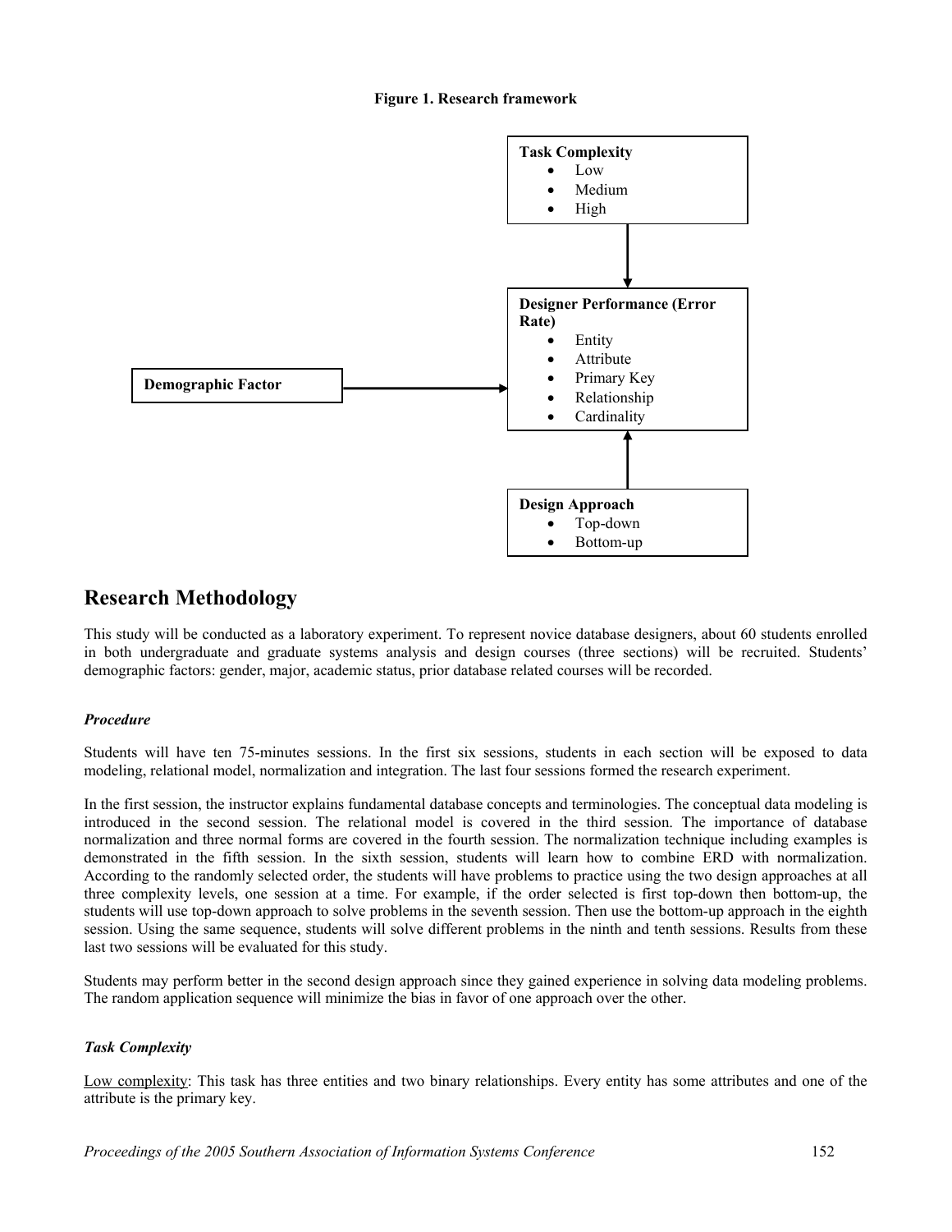**Figure 1. Research framework**

Task Complexity
- Low
- Medium
- High

Designer Performance (Error Rate)
- Entity
- Attribute
- Primary Key
- Relationship
- Cardinality

Demographic Factor

Design Approach
- Top-down
- Bottom-up

# Research Methodology

This study will be conducted as a laboratory experiment. To represent novice database designers, about 60 students enrolled in both undergraduate and graduate systems analysis and design courses (three sections) will be recruited. Students' demographic factors: gender, major, academic status, prior database related courses will be recorded.

### *Procedure*

Students will have ten 75-minutes sessions. In the first six sessions, students in each section will be exposed to data modeling, relational model, normalization and integration. The last four sessions formed the research experiment.

In the first session, the instructor explains fundamental database concepts and terminologies. The conceptual data modeling is introduced in the second session. The relational model is covered in the third session. The importance of database normalization and three normal forms are covered in the fourth session. The normalization technique including examples is demonstrated in the fifth session. In the sixth session, students will learn how to combine ERD with normalization. According to the randomly selected order, the students will have problems to practice using the two design approaches at all three complexity levels, one session at a time. For example, if the order selected is first top-down then bottom-up, the students will use top-down approach to solve problems in the seventh session. Then use the bottom-up approach in the eighth session. Using the same sequence, students will solve different problems in the ninth and tenth sessions. Results from these last two sessions will be evaluated for this study.

Students may perform better in the second design approach since they gained experience in solving data modeling problems. The random application sequence will minimize the bias in favor of one approach over the other.

### *Task Complexity*

Low complexity: This task has three entities and two binary relationships. Every entity has some attributes and one of the attribute is the primary key.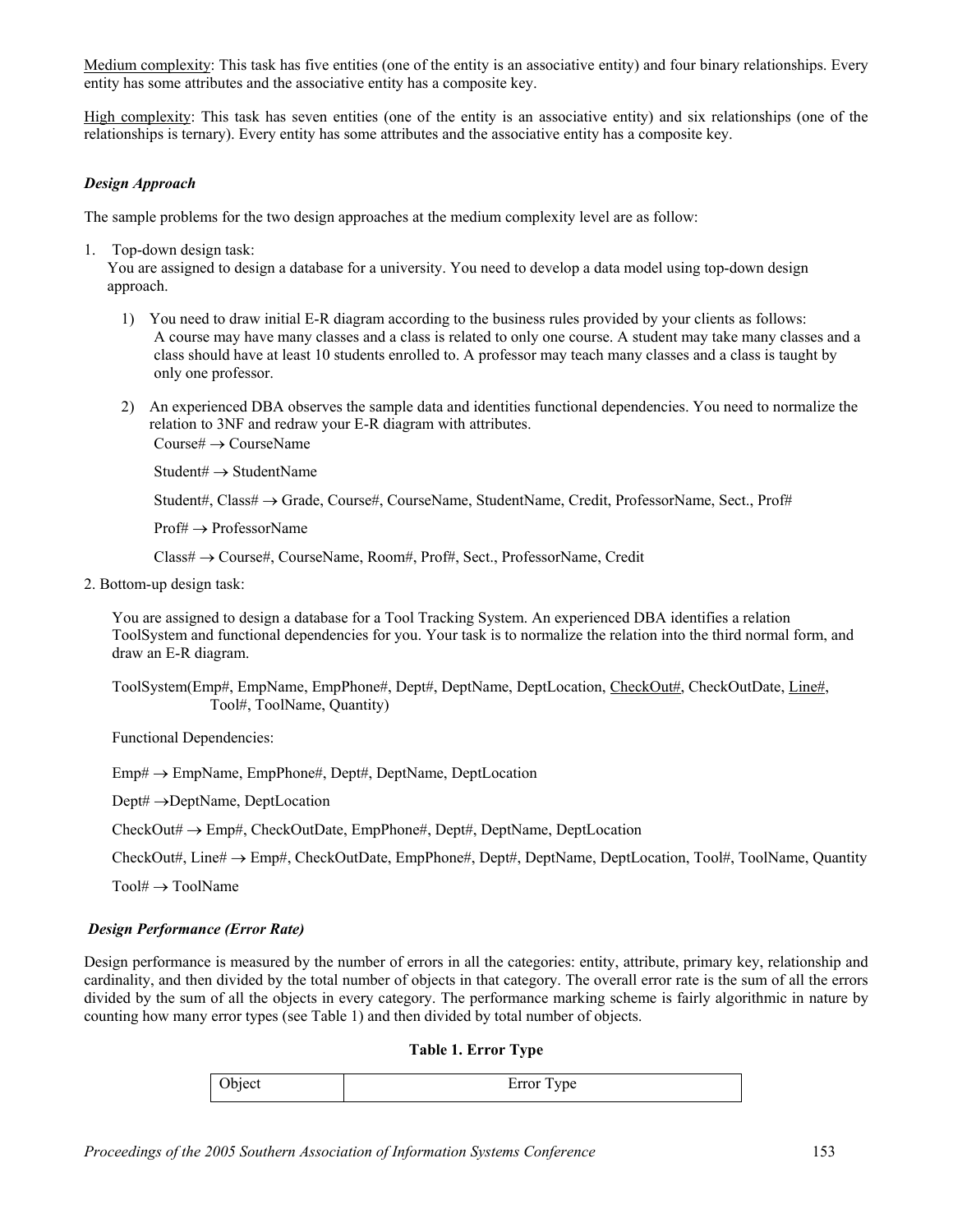<u>Medium complexity</u>: This task has five entities (one of the entity is an associative entity) and four binary relationships. Every entity has some attributes and the associative entity has a composite key.

<u>High complexity</u>: This task has seven entities (one of the entity is an associative entity) and six relationships (one of the relationships is ternary). Every entity has some attributes and the associative entity has a composite key.

***Design Approach***

The sample problems for the two design approaches at the medium complexity level are as follow:

1. Top-down design task:
   You are assigned to design a database for a university. You need to develop a data model using top-down design approach.

   1) You need to draw initial E-R diagram according to the business rules provided by your clients as follows:
      A course may have many classes and a class is related to only one course. A student may take many classes and a class should have at least 10 students enrolled to. A professor may teach many classes and a class is taught by only one professor.

   2) An experienced DBA observes the sample data and identities functional dependencies. You need to normalize the relation to 3NF and redraw your E-R diagram with attributes.

      Course# → CourseName

      Student# → StudentName

      Student#, Class# → Grade, Course#, CourseName, StudentName, Credit, ProfessorName, Sect., Prof#

      Prof# → ProfessorName

      Class# → Course#, CourseName, Room#, Prof#, Sect., ProfessorName, Credit

2. Bottom-up design task:

   You are assigned to design a database for a Tool Tracking System. An experienced DBA identifies a relation ToolSystem and functional dependencies for you. Your task is to normalize the relation into the third normal form, and draw an E-R diagram.

   ToolSystem(Emp#, EmpName, EmpPhone#, Dept#, DeptName, DeptLocation, <u>CheckOut#</u>, CheckOutDate, <u>Line#</u>, Tool#, ToolName, Quantity)

   Functional Dependencies:

   Emp# → EmpName, EmpPhone#, Dept#, DeptName, DeptLocation

   Dept# →DeptName, DeptLocation

   CheckOut# → Emp#, CheckOutDate, EmpPhone#, Dept#, DeptName, DeptLocation

   CheckOut#, Line# → Emp#, CheckOutDate, EmpPhone#, Dept#, DeptName, DeptLocation, Tool#, ToolName, Quantity

   Tool# → ToolName

***Design Performance (Error Rate)***

Design performance is measured by the number of errors in all the categories: entity, attribute, primary key, relationship and cardinality, and then divided by the total number of objects in that category. The overall error rate is the sum of all the errors divided by the sum of all the objects in every category. The performance marking scheme is fairly algorithmic in nature by counting how many error types (see Table 1) and then divided by total number of objects.

**Table 1. Error Type**

| Object | Error Type |
|---|---|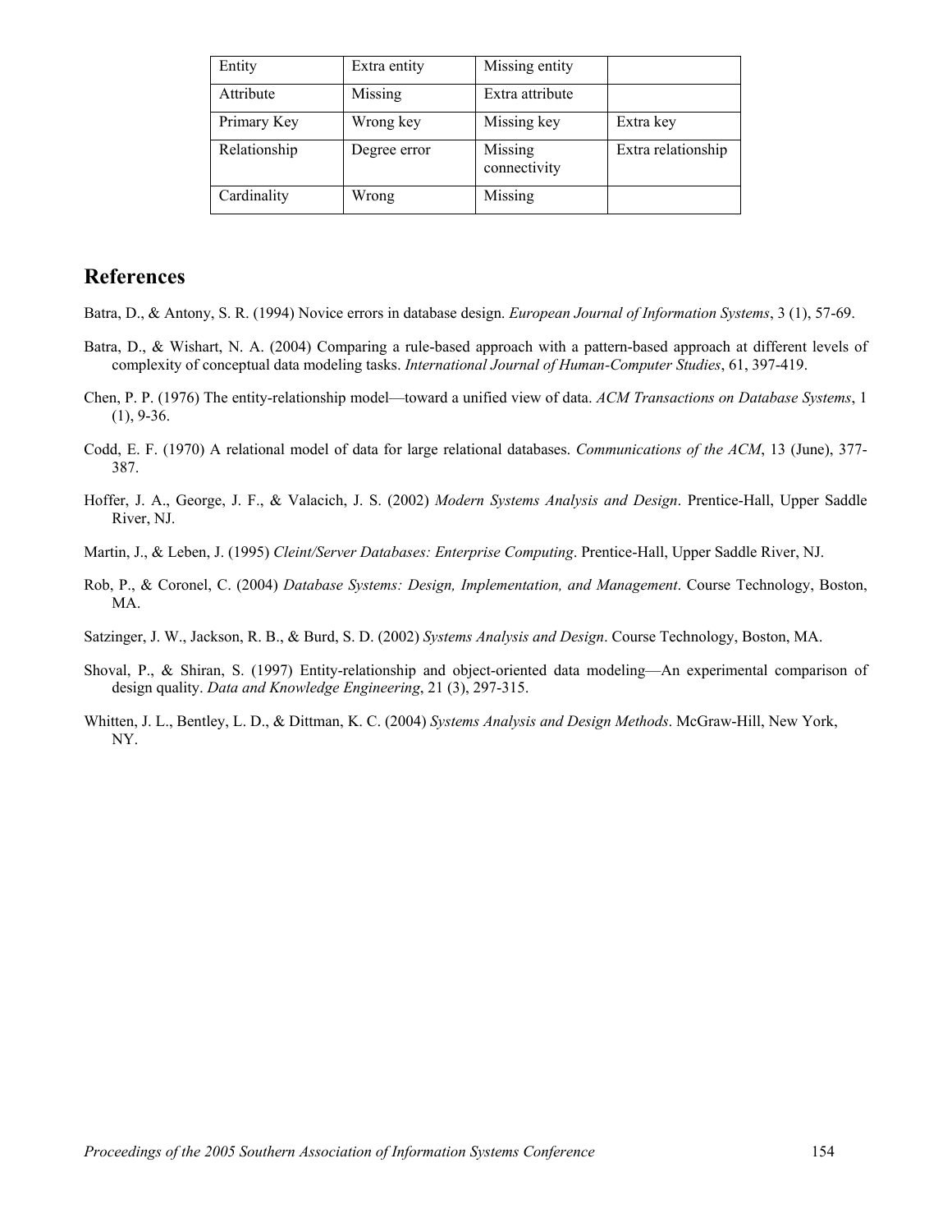| | | | |
|---|---|---|---|
| Entity | Extra entity | Missing entity | |
| Attribute | Missing | Extra attribute | |
| Primary Key | Wrong key | Missing key | Extra key |
| Relationship | Degree error | Missing connectivity | Extra relationship |
| Cardinality | Wrong | Missing | |

## References

Batra, D., & Antony, S. R. (1994) Novice errors in database design. *European Journal of Information Systems*, 3 (1), 57-69.

Batra, D., & Wishart, N. A. (2004) Comparing a rule-based approach with a pattern-based approach at different levels of complexity of conceptual data modeling tasks. *International Journal of Human-Computer Studies*, 61, 397-419.

Chen, P. P. (1976) The entity-relationship model—toward a unified view of data. *ACM Transactions on Database Systems*, 1 (1), 9-36.

Codd, E. F. (1970) A relational model of data for large relational databases. *Communications of the ACM*, 13 (June), 377-387.

Hoffer, J. A., George, J. F., & Valacich, J. S. (2002) *Modern Systems Analysis and Design*. Prentice-Hall, Upper Saddle River, NJ.

Martin, J., & Leben, J. (1995) *Cleint/Server Databases: Enterprise Computing*. Prentice-Hall, Upper Saddle River, NJ.

Rob, P., & Coronel, C. (2004) *Database Systems: Design, Implementation, and Management*. Course Technology, Boston, MA.

Satzinger, J. W., Jackson, R. B., & Burd, S. D. (2002) *Systems Analysis and Design*. Course Technology, Boston, MA.

Shoval, P., & Shiran, S. (1997) Entity-relationship and object-oriented data modeling—An experimental comparison of design quality. *Data and Knowledge Engineering*, 21 (3), 297-315.

Whitten, J. L., Bentley, L. D., & Dittman, K. C. (2004) *Systems Analysis and Design Methods*. McGraw-Hill, New York, NY.